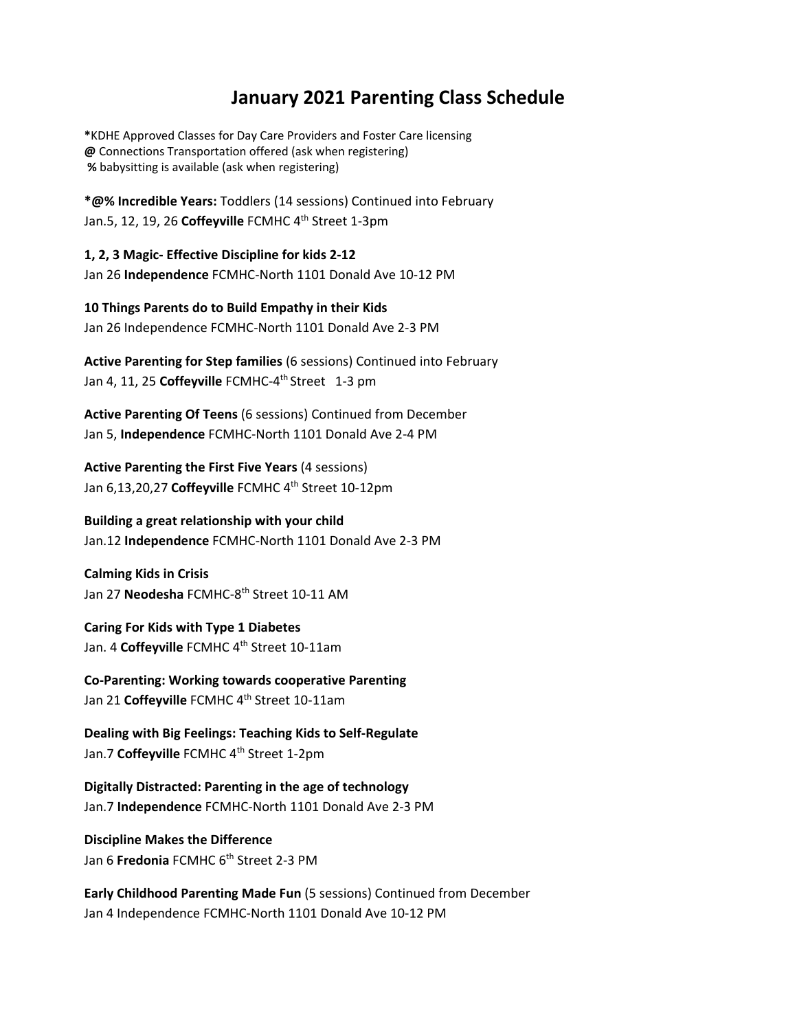# January 2021 Parenting Class Schedule

**\***KDHE Approved Classes for Day Care Providers and Foster Care licensing
**@** Connections Transportation offered (ask when registering)
**%** babysitting is available (ask when registering)

**\*@% Incredible Years:** Toddlers (14 sessions) Continued into February
Jan.5, 12, 19, 26 **Coffeyville** FCMHC 4th Street 1-3pm

**1, 2, 3 Magic- Effective Discipline for kids 2-12**
Jan 26 **Independence** FCMHC-North 1101 Donald Ave 10-12 PM

**10 Things Parents do to Build Empathy in their Kids**
Jan 26 Independence FCMHC-North 1101 Donald Ave 2-3 PM

**Active Parenting for Step families** (6 sessions) Continued into February
Jan 4, 11, 25 **Coffeyville** FCMHC-4th Street 1-3 pm

**Active Parenting Of Teens** (6 sessions) Continued from December
Jan 5, **Independence** FCMHC-North 1101 Donald Ave 2-4 PM

**Active Parenting the First Five Years** (4 sessions)
Jan 6,13,20,27 **Coffeyville** FCMHC 4th Street 10-12pm

**Building a great relationship with your child**
Jan.12 **Independence** FCMHC-North 1101 Donald Ave 2-3 PM

**Calming Kids in Crisis**
Jan 27 **Neodesha** FCMHC-8th Street 10-11 AM

**Caring For Kids with Type 1 Diabetes**
Jan. 4 **Coffeyville** FCMHC 4th Street 10-11am

**Co-Parenting: Working towards cooperative Parenting**
Jan 21 **Coffeyville** FCMHC 4th Street 10-11am

**Dealing with Big Feelings: Teaching Kids to Self-Regulate**
Jan.7 **Coffeyville** FCMHC 4th Street 1-2pm

**Digitally Distracted: Parenting in the age of technology**
Jan.7 **Independence** FCMHC-North 1101 Donald Ave 2-3 PM

**Discipline Makes the Difference**
Jan 6 **Fredonia** FCMHC 6th Street 2-3 PM

**Early Childhood Parenting Made Fun** (5 sessions) Continued from December
Jan 4 Independence FCMHC-North 1101 Donald Ave 10-12 PM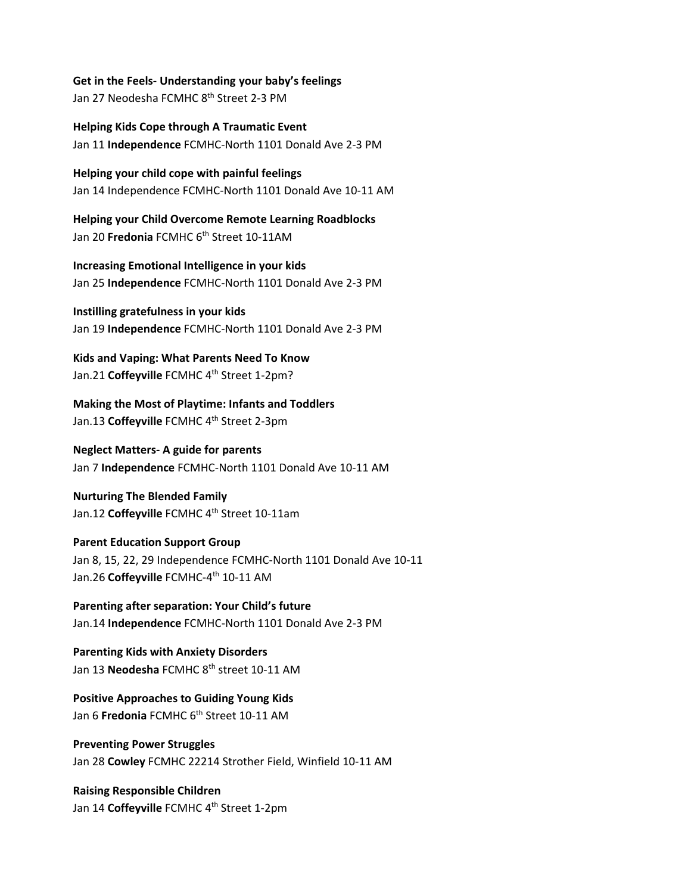**Get in the Feels- Understanding your baby's feelings**
Jan 27 Neodesha FCMHC 8th Street 2-3 PM

**Helping Kids Cope through A Traumatic Event**
Jan 11 **Independence** FCMHC-North 1101 Donald Ave 2-3 PM

**Helping your child cope with painful feelings**
Jan 14 Independence FCMHC-North 1101 Donald Ave 10-11 AM

**Helping your Child Overcome Remote Learning Roadblocks**
Jan 20 **Fredonia** FCMHC 6th Street 10-11AM

**Increasing Emotional Intelligence in your kids**
Jan 25 **Independence** FCMHC-North 1101 Donald Ave 2-3 PM

**Instilling gratefulness in your kids**
Jan 19 **Independence** FCMHC-North 1101 Donald Ave 2-3 PM

**Kids and Vaping: What Parents Need To Know**
Jan.21 **Coffeyville** FCMHC 4th Street 1-2pm?

**Making the Most of Playtime: Infants and Toddlers**
Jan.13 **Coffeyville** FCMHC 4th Street 2-3pm

**Neglect Matters- A guide for parents**
Jan 7 **Independence** FCMHC-North 1101 Donald Ave 10-11 AM

**Nurturing The Blended Family**
Jan.12 **Coffeyville** FCMHC 4th Street 10-11am

**Parent Education Support Group**
Jan 8, 15, 22, 29 Independence FCMHC-North 1101 Donald Ave 10-11
Jan.26 **Coffeyville** FCMHC-4th 10-11 AM

**Parenting after separation: Your Child's future**
Jan.14 **Independence** FCMHC-North 1101 Donald Ave 2-3 PM

**Parenting Kids with Anxiety Disorders**
Jan 13 **Neodesha** FCMHC 8th street 10-11 AM

**Positive Approaches to Guiding Young Kids**
Jan 6 **Fredonia** FCMHC 6th Street 10-11 AM

**Preventing Power Struggles**
Jan 28 **Cowley** FCMHC 22214 Strother Field, Winfield 10-11 AM

**Raising Responsible Children**
Jan 14 **Coffeyville** FCMHC 4th Street 1-2pm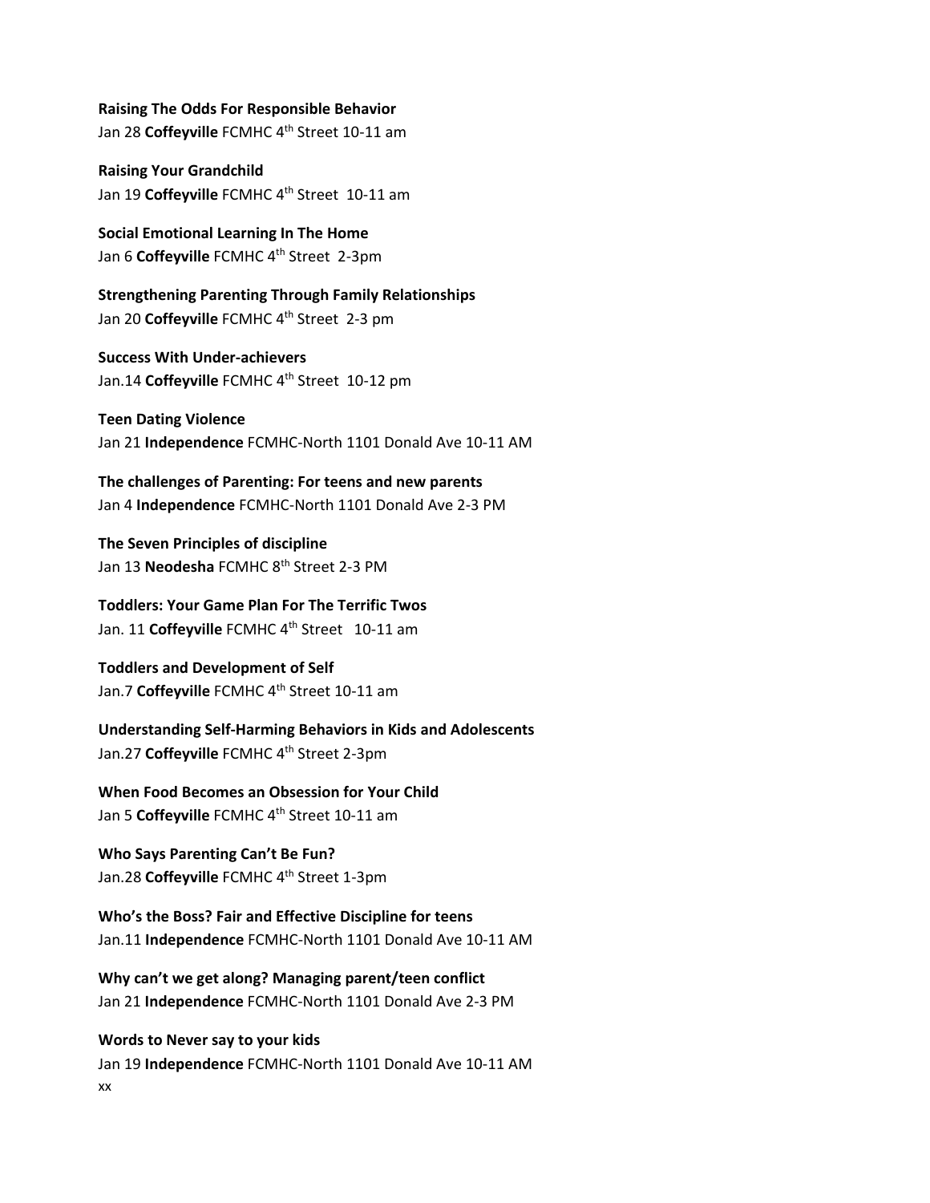**Raising The Odds For Responsible Behavior**
Jan 28 **Coffeyville** FCMHC 4th Street 10-11 am

**Raising Your Grandchild**
Jan 19 **Coffeyville** FCMHC 4th Street 10-11 am

**Social Emotional Learning In The Home**
Jan 6 **Coffeyville** FCMHC 4th Street 2-3pm

**Strengthening Parenting Through Family Relationships**
Jan 20 **Coffeyville** FCMHC 4th Street 2-3 pm

**Success With Under-achievers**
Jan.14 **Coffeyville** FCMHC 4th Street 10-12 pm

**Teen Dating Violence**
Jan 21 **Independence** FCMHC-North 1101 Donald Ave 10-11 AM

**The challenges of Parenting: For teens and new parents**
Jan 4 **Independence** FCMHC-North 1101 Donald Ave 2-3 PM

**The Seven Principles of discipline**
Jan 13 **Neodesha** FCMHC 8th Street 2-3 PM

**Toddlers: Your Game Plan For The Terrific Twos**
Jan. 11 **Coffeyville** FCMHC 4th Street 10-11 am

**Toddlers and Development of Self**
Jan.7 **Coffeyville** FCMHC 4th Street 10-11 am

**Understanding Self-Harming Behaviors in Kids and Adolescents**
Jan.27 **Coffeyville** FCMHC 4th Street 2-3pm

**When Food Becomes an Obsession for Your Child**
Jan 5 **Coffeyville** FCMHC 4th Street 10-11 am

**Who Says Parenting Can't Be Fun?**
Jan.28 **Coffeyville** FCMHC 4th Street 1-3pm

**Who's the Boss? Fair and Effective Discipline for teens**
Jan.11 **Independence** FCMHC-North 1101 Donald Ave 10-11 AM

**Why can't we get along? Managing parent/teen conflict**
Jan 21 **Independence** FCMHC-North 1101 Donald Ave 2-3 PM

**Words to Never say to your kids**
Jan 19 **Independence** FCMHC-North 1101 Donald Ave 10-11 AM
xx